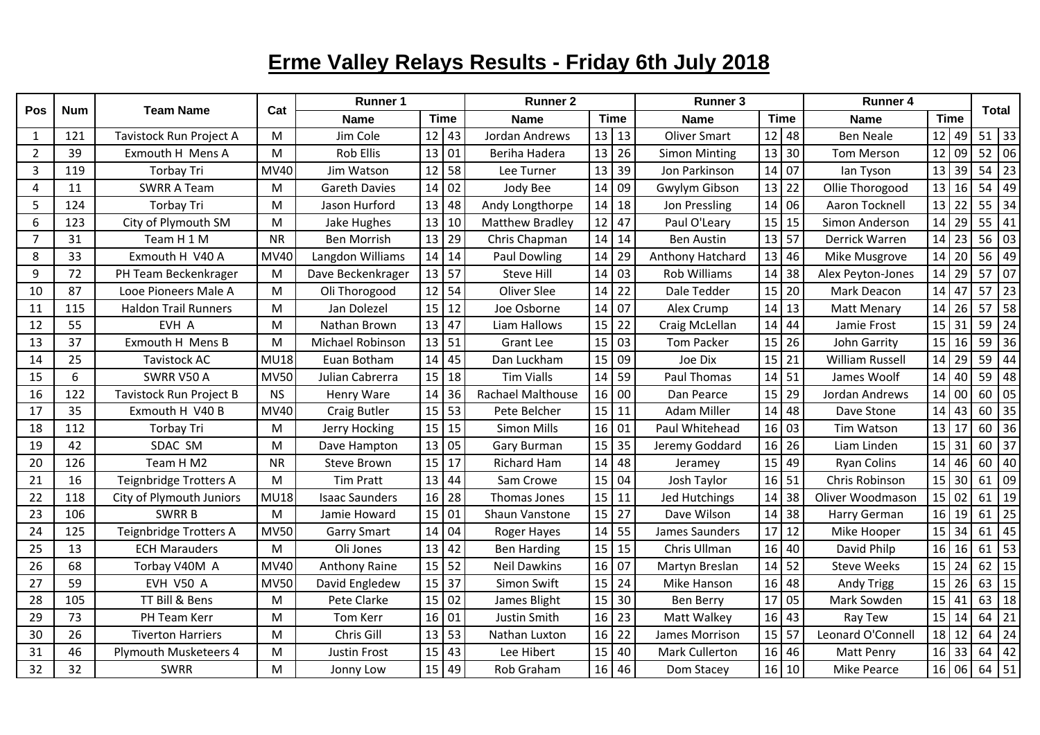# Erme Valley Relays Results - Friday 6th July 2018

| Pos | Num | Team Name | Cat | Runner 1 | | | Runner 2 | | | Runner 3 | | | Runner 4 | | | Total | |
|---|---|---|---|---|---|---|---|---|---|---|---|---|---|---|---|---|---|
| | | | | Name | Time | | Name | Time | | Name | Time | | Name | Time | | | |
| 1 | 121 | Tavistock Run Project A | M | Jim Cole | 12 | 43 | Jordan Andrews | 13 | 13 | Oliver Smart | 12 | 48 | Ben Neale | 12 | 49 | 51 | 33 |
| 2 | 39 | Exmouth H Mens A | M | Rob Ellis | 13 | 01 | Beriha Hadera | 13 | 26 | Simon Minting | 13 | 30 | Tom Merson | 12 | 09 | 52 | 06 |
| 3 | 119 | Torbay Tri | MV40 | Jim Watson | 12 | 58 | Lee Turner | 13 | 39 | Jon Parkinson | 14 | 07 | Ian Tyson | 13 | 39 | 54 | 23 |
| 4 | 11 | SWRR A Team | M | Gareth Davies | 14 | 02 | Jody Bee | 14 | 09 | Gwylym Gibson | 13 | 22 | Ollie Thorogood | 13 | 16 | 54 | 49 |
| 5 | 124 | Torbay Tri | M | Jason Hurford | 13 | 48 | Andy Longthorpe | 14 | 18 | Jon Pressling | 14 | 06 | Aaron Tocknell | 13 | 22 | 55 | 34 |
| 6 | 123 | City of Plymouth SM | M | Jake Hughes | 13 | 10 | Matthew Bradley | 12 | 47 | Paul O'Leary | 15 | 15 | Simon Anderson | 14 | 29 | 55 | 41 |
| 7 | 31 | Team H 1 M | NR | Ben Morrish | 13 | 29 | Chris Chapman | 14 | 14 | Ben Austin | 13 | 57 | Derrick Warren | 14 | 23 | 56 | 03 |
| 8 | 33 | Exmouth H V40 A | MV40 | Langdon Williams | 14 | 14 | Paul Dowling | 14 | 29 | Anthony Hatchard | 13 | 46 | Mike Musgrove | 14 | 20 | 56 | 49 |
| 9 | 72 | PH Team Beckenkrager | M | Dave Beckenkrager | 13 | 57 | Steve Hill | 14 | 03 | Rob Williams | 14 | 38 | Alex Peyton-Jones | 14 | 29 | 57 | 07 |
| 10 | 87 | Looe Pioneers Male A | M | Oli Thorogood | 12 | 54 | Oliver Slee | 14 | 22 | Dale Tedder | 15 | 20 | Mark Deacon | 14 | 47 | 57 | 23 |
| 11 | 115 | Haldon Trail Runners | M | Jan Dolezel | 15 | 12 | Joe Osborne | 14 | 07 | Alex Crump | 14 | 13 | Matt Menary | 14 | 26 | 57 | 58 |
| 12 | 55 | EVH A | M | Nathan Brown | 13 | 47 | Liam Hallows | 15 | 22 | Craig McLellan | 14 | 44 | Jamie Frost | 15 | 31 | 59 | 24 |
| 13 | 37 | Exmouth H Mens B | M | Michael Robinson | 13 | 51 | Grant Lee | 15 | 03 | Tom Packer | 15 | 26 | John Garrity | 15 | 16 | 59 | 36 |
| 14 | 25 | Tavistock AC | MU18 | Euan Botham | 14 | 45 | Dan Luckham | 15 | 09 | Joe Dix | 15 | 21 | William Russell | 14 | 29 | 59 | 44 |
| 15 | 6 | SWRR V50 A | MV50 | Julian Cabrerra | 15 | 18 | Tim Vialls | 14 | 59 | Paul Thomas | 14 | 51 | James Woolf | 14 | 40 | 59 | 48 |
| 16 | 122 | Tavistock Run Project B | NS | Henry Ware | 14 | 36 | Rachael Malthouse | 16 | 00 | Dan Pearce | 15 | 29 | Jordan Andrews | 14 | 00 | 60 | 05 |
| 17 | 35 | Exmouth H V40 B | MV40 | Craig Butler | 15 | 53 | Pete Belcher | 15 | 11 | Adam Miller | 14 | 48 | Dave Stone | 14 | 43 | 60 | 35 |
| 18 | 112 | Torbay Tri | M | Jerry Hocking | 15 | 15 | Simon Mills | 16 | 01 | Paul Whitehead | 16 | 03 | Tim Watson | 13 | 17 | 60 | 36 |
| 19 | 42 | SDAC SM | M | Dave Hampton | 13 | 05 | Gary Burman | 15 | 35 | Jeremy Goddard | 16 | 26 | Liam Linden | 15 | 31 | 60 | 37 |
| 20 | 126 | Team H M2 | NR | Steve Brown | 15 | 17 | Richard Ham | 14 | 48 | Jeramey | 15 | 49 | Ryan Colins | 14 | 46 | 60 | 40 |
| 21 | 16 | Teignbridge Trotters A | M | Tim Pratt | 13 | 44 | Sam Crowe | 15 | 04 | Josh Taylor | 16 | 51 | Chris Robinson | 15 | 30 | 61 | 09 |
| 22 | 118 | City of Plymouth Juniors | MU18 | Isaac Saunders | 16 | 28 | Thomas Jones | 15 | 11 | Jed Hutchings | 14 | 38 | Oliver Woodmason | 15 | 02 | 61 | 19 |
| 23 | 106 | SWRR B | M | Jamie Howard | 15 | 01 | Shaun Vanstone | 15 | 27 | Dave Wilson | 14 | 38 | Harry German | 16 | 19 | 61 | 25 |
| 24 | 125 | Teignbridge Trotters A | MV50 | Garry Smart | 14 | 04 | Roger Hayes | 14 | 55 | James Saunders | 17 | 12 | Mike Hooper | 15 | 34 | 61 | 45 |
| 25 | 13 | ECH Marauders | M | Oli Jones | 13 | 42 | Ben Harding | 15 | 15 | Chris Ullman | 16 | 40 | David Philp | 16 | 16 | 61 | 53 |
| 26 | 68 | Torbay V40M A | MV40 | Anthony Raine | 15 | 52 | Neil Dawkins | 16 | 07 | Martyn Breslan | 14 | 52 | Steve Weeks | 15 | 24 | 62 | 15 |
| 27 | 59 | EVH V50 A | MV50 | David Engledew | 15 | 37 | Simon Swift | 15 | 24 | Mike Hanson | 16 | 48 | Andy Trigg | 15 | 26 | 63 | 15 |
| 28 | 105 | TT Bill & Bens | M | Pete Clarke | 15 | 02 | James Blight | 15 | 30 | Ben Berry | 17 | 05 | Mark Sowden | 15 | 41 | 63 | 18 |
| 29 | 73 | PH Team Kerr | M | Tom Kerr | 16 | 01 | Justin Smith | 16 | 23 | Matt Walkey | 16 | 43 | Ray Tew | 15 | 14 | 64 | 21 |
| 30 | 26 | Tiverton Harriers | M | Chris Gill | 13 | 53 | Nathan Luxton | 16 | 22 | James Morrison | 15 | 57 | Leonard O'Connell | 18 | 12 | 64 | 24 |
| 31 | 46 | Plymouth Musketeers 4 | M | Justin Frost | 15 | 43 | Lee Hibert | 15 | 40 | Mark Cullerton | 16 | 46 | Matt Penry | 16 | 33 | 64 | 42 |
| 32 | 32 | SWRR | M | Jonny Low | 15 | 49 | Rob Graham | 16 | 46 | Dom Stacey | 16 | 10 | Mike Pearce | 16 | 06 | 64 | 51 |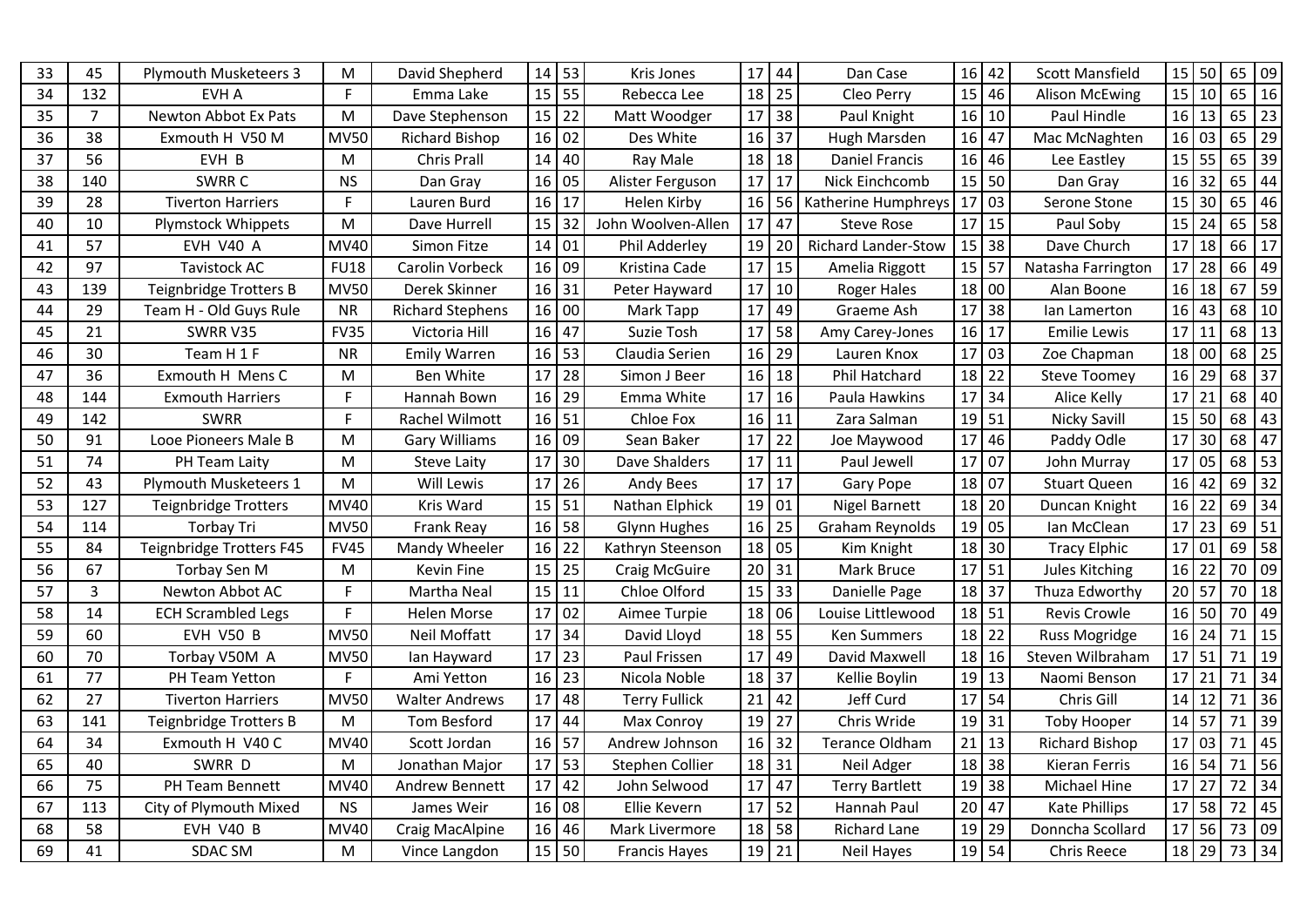| | | | | | | | | | | | | | | | | | | | | |
|---|---|---|---|---|---|---|---|---|---|---|---|---|---|---|---|---|---|---|---|---|
| 33 | 45 | Plymouth Musketeers 3 | M | David Shepherd | 14 | 53 | Kris Jones | 17 | 44 | Dan Case | 16 | 42 | Scott Mansfield | 15 | 50 | 65 | 09 |
| 34 | 132 | EVH A | F | Emma Lake | 15 | 55 | Rebecca Lee | 18 | 25 | Cleo Perry | 15 | 46 | Alison McEwing | 15 | 10 | 65 | 16 |
| 35 | 7 | Newton Abbot Ex Pats | M | Dave Stephenson | 15 | 22 | Matt Woodger | 17 | 38 | Paul Knight | 16 | 10 | Paul Hindle | 16 | 13 | 65 | 23 |
| 36 | 38 | Exmouth H V50 M | MV50 | Richard Bishop | 16 | 02 | Des White | 16 | 37 | Hugh Marsden | 16 | 47 | Mac McNaghten | 16 | 03 | 65 | 29 |
| 37 | 56 | EVH B | M | Chris Prall | 14 | 40 | Ray Male | 18 | 18 | Daniel Francis | 16 | 46 | Lee Eastley | 15 | 55 | 65 | 39 |
| 38 | 140 | SWRR C | NS | Dan Gray | 16 | 05 | Alister Ferguson | 17 | 17 | Nick Einchcomb | 15 | 50 | Dan Gray | 16 | 32 | 65 | 44 |
| 39 | 28 | Tiverton Harriers | F | Lauren Burd | 16 | 17 | Helen Kirby | 16 | 56 | Katherine Humphreys | 17 | 03 | Serone Stone | 15 | 30 | 65 | 46 |
| 40 | 10 | Plymstock Whippets | M | Dave Hurrell | 15 | 32 | John Woolven-Allen | 17 | 47 | Steve Rose | 17 | 15 | Paul Soby | 15 | 24 | 65 | 58 |
| 41 | 57 | EVH V40 A | MV40 | Simon Fitze | 14 | 01 | Phil Adderley | 19 | 20 | Richard Lander-Stow | 15 | 38 | Dave Church | 17 | 18 | 66 | 17 |
| 42 | 97 | Tavistock AC | FU18 | Carolin Vorbeck | 16 | 09 | Kristina Cade | 17 | 15 | Amelia Riggott | 15 | 57 | Natasha Farrington | 17 | 28 | 66 | 49 |
| 43 | 139 | Teignbridge Trotters B | MV50 | Derek Skinner | 16 | 31 | Peter Hayward | 17 | 10 | Roger Hales | 18 | 00 | Alan Boone | 16 | 18 | 67 | 59 |
| 44 | 29 | Team H - Old Guys Rule | NR | Richard Stephens | 16 | 00 | Mark Tapp | 17 | 49 | Graeme Ash | 17 | 38 | Ian Lamerton | 16 | 43 | 68 | 10 |
| 45 | 21 | SWRR V35 | FV35 | Victoria Hill | 16 | 47 | Suzie Tosh | 17 | 58 | Amy Carey-Jones | 16 | 17 | Emilie Lewis | 17 | 11 | 68 | 13 |
| 46 | 30 | Team H 1 F | NR | Emily Warren | 16 | 53 | Claudia Serien | 16 | 29 | Lauren Knox | 17 | 03 | Zoe Chapman | 18 | 00 | 68 | 25 |
| 47 | 36 | Exmouth H Mens C | M | Ben White | 17 | 28 | Simon J Beer | 16 | 18 | Phil Hatchard | 18 | 22 | Steve Toomey | 16 | 29 | 68 | 37 |
| 48 | 144 | Exmouth Harriers | F | Hannah Bown | 16 | 29 | Emma White | 17 | 16 | Paula Hawkins | 17 | 34 | Alice Kelly | 17 | 21 | 68 | 40 |
| 49 | 142 | SWRR | F | Rachel Wilmott | 16 | 51 | Chloe Fox | 16 | 11 | Zara Salman | 19 | 51 | Nicky Savill | 15 | 50 | 68 | 43 |
| 50 | 91 | Looe Pioneers Male B | M | Gary Williams | 16 | 09 | Sean Baker | 17 | 22 | Joe Maywood | 17 | 46 | Paddy Odle | 17 | 30 | 68 | 47 |
| 51 | 74 | PH Team Laity | M | Steve Laity | 17 | 30 | Dave Shalders | 17 | 11 | Paul Jewell | 17 | 07 | John Murray | 17 | 05 | 68 | 53 |
| 52 | 43 | Plymouth Musketeers 1 | M | Will Lewis | 17 | 26 | Andy Bees | 17 | 17 | Gary Pope | 18 | 07 | Stuart Queen | 16 | 42 | 69 | 32 |
| 53 | 127 | Teignbridge Trotters | MV40 | Kris Ward | 15 | 51 | Nathan Elphick | 19 | 01 | Nigel Barnett | 18 | 20 | Duncan Knight | 16 | 22 | 69 | 34 |
| 54 | 114 | Torbay Tri | MV50 | Frank Reay | 16 | 58 | Glynn Hughes | 16 | 25 | Graham Reynolds | 19 | 05 | Ian McClean | 17 | 23 | 69 | 51 |
| 55 | 84 | Teignbridge Trotters F45 | FV45 | Mandy Wheeler | 16 | 22 | Kathryn Steenson | 18 | 05 | Kim Knight | 18 | 30 | Tracy Elphic | 17 | 01 | 69 | 58 |
| 56 | 67 | Torbay Sen M | M | Kevin Fine | 15 | 25 | Craig McGuire | 20 | 31 | Mark Bruce | 17 | 51 | Jules Kitching | 16 | 22 | 70 | 09 |
| 57 | 3 | Newton Abbot AC | F | Martha Neal | 15 | 11 | Chloe Olford | 15 | 33 | Danielle Page | 18 | 37 | Thuza Edworthy | 20 | 57 | 70 | 18 |
| 58 | 14 | ECH Scrambled Legs | F | Helen Morse | 17 | 02 | Aimee Turpie | 18 | 06 | Louise Littlewood | 18 | 51 | Revis Crowle | 16 | 50 | 70 | 49 |
| 59 | 60 | EVH V50 B | MV50 | Neil Moffatt | 17 | 34 | David Lloyd | 18 | 55 | Ken Summers | 18 | 22 | Russ Mogridge | 16 | 24 | 71 | 15 |
| 60 | 70 | Torbay V50M A | MV50 | Ian Hayward | 17 | 23 | Paul Frissen | 17 | 49 | David Maxwell | 18 | 16 | Steven Wilbraham | 17 | 51 | 71 | 19 |
| 61 | 77 | PH Team Yetton | F | Ami Yetton | 16 | 23 | Nicola Noble | 18 | 37 | Kellie Boylin | 19 | 13 | Naomi Benson | 17 | 21 | 71 | 34 |
| 62 | 27 | Tiverton Harriers | MV50 | Walter Andrews | 17 | 48 | Terry Fullick | 21 | 42 | Jeff Curd | 17 | 54 | Chris Gill | 14 | 12 | 71 | 36 |
| 63 | 141 | Teignbridge Trotters B | M | Tom Besford | 17 | 44 | Max Conroy | 19 | 27 | Chris Wride | 19 | 31 | Toby Hooper | 14 | 57 | 71 | 39 |
| 64 | 34 | Exmouth H V40 C | MV40 | Scott Jordan | 16 | 57 | Andrew Johnson | 16 | 32 | Terance Oldham | 21 | 13 | Richard Bishop | 17 | 03 | 71 | 45 |
| 65 | 40 | SWRR D | M | Jonathan Major | 17 | 53 | Stephen Collier | 18 | 31 | Neil Adger | 18 | 38 | Kieran Ferris | 16 | 54 | 71 | 56 |
| 66 | 75 | PH Team Bennett | MV40 | Andrew Bennett | 17 | 42 | John Selwood | 17 | 47 | Terry Bartlett | 19 | 38 | Michael Hine | 17 | 27 | 72 | 34 |
| 67 | 113 | City of Plymouth Mixed | NS | James Weir | 16 | 08 | Ellie Kevern | 17 | 52 | Hannah Paul | 20 | 47 | Kate Phillips | 17 | 58 | 72 | 45 |
| 68 | 58 | EVH V40 B | MV40 | Craig MacAlpine | 16 | 46 | Mark Livermore | 18 | 58 | Richard Lane | 19 | 29 | Donncha Scollard | 17 | 56 | 73 | 09 |
| 69 | 41 | SDAC SM | M | Vince Langdon | 15 | 50 | Francis Hayes | 19 | 21 | Neil Hayes | 19 | 54 | Chris Reece | 18 | 29 | 73 | 34 |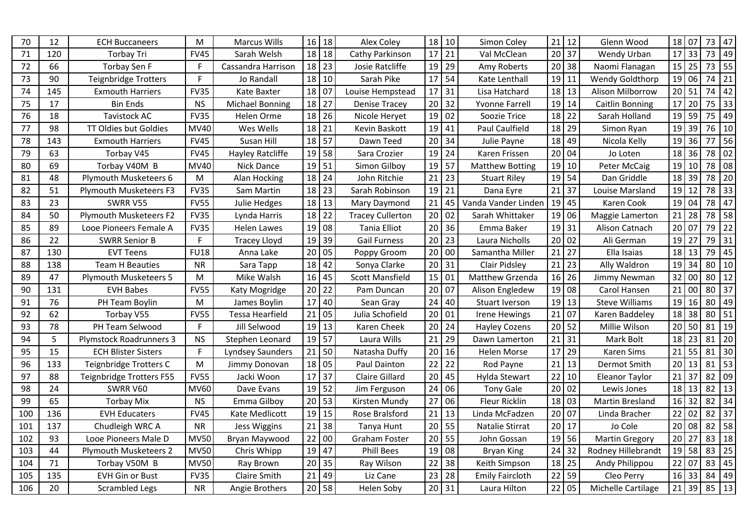| | | | | | | | | | | | | | | | | | | | | | |
|---|---|---|---|---|---|---|---|---|---|---|---|---|---|---|---|---|---|---|---|---|---|
| 70 | 12 | ECH Buccaneers | M | Marcus Wills | 16 | 18 | Alex Coley | 18 | 10 | Simon Coley | 21 | 12 | Glenn Wood | 18 | 07 | 73 | 47 |
| 71 | 120 | Torbay Tri | FV45 | Sarah Welsh | 18 | 18 | Cathy Parkinson | 17 | 21 | Val McClean | 20 | 37 | Wendy Urban | 17 | 33 | 73 | 49 |
| 72 | 66 | Torbay Sen F | F | Cassandra Harrison | 18 | 23 | Josie Ratcliffe | 19 | 29 | Amy Roberts | 20 | 38 | Naomi Flanagan | 15 | 25 | 73 | 55 |
| 73 | 90 | Teignbridge Trotters | F | Jo Randall | 18 | 10 | Sarah Pike | 17 | 54 | Kate Lenthall | 19 | 11 | Wendy Goldthorp | 19 | 06 | 74 | 21 |
| 74 | 145 | Exmouth Harriers | FV35 | Kate Baxter | 18 | 07 | Louise Hempstead | 17 | 31 | Lisa Hatchard | 18 | 13 | Alison Milborrow | 20 | 51 | 74 | 42 |
| 75 | 17 | Bin Ends | NS | Michael Bonning | 18 | 27 | Denise Tracey | 20 | 32 | Yvonne Farrell | 19 | 14 | Caitlin Bonning | 17 | 20 | 75 | 33 |
| 76 | 18 | Tavistock AC | FV35 | Helen Orme | 18 | 26 | Nicole Heryet | 19 | 02 | Soozie Trice | 18 | 22 | Sarah Holland | 19 | 59 | 75 | 49 |
| 77 | 98 | TT Oldies but Goldies | MV40 | Wes Wells | 18 | 21 | Kevin Baskott | 19 | 41 | Paul Caulfield | 18 | 29 | Simon Ryan | 19 | 39 | 76 | 10 |
| 78 | 143 | Exmouth Harriers | FV45 | Susan Hill | 18 | 57 | Dawn Teed | 20 | 34 | Julie Payne | 18 | 49 | Nicola Kelly | 19 | 36 | 77 | 56 |
| 79 | 63 | Torbay V45 | FV45 | Hayley Ratcliffe | 19 | 58 | Sara Crozier | 19 | 24 | Karen Frissen | 20 | 04 | Jo Loten | 18 | 36 | 78 | 02 |
| 80 | 69 | Torbay V40M B | MV40 | Nick Dance | 19 | 51 | Simon Gilboy | 19 | 57 | Matthew Botting | 19 | 10 | Peter McCaig | 19 | 10 | 78 | 08 |
| 81 | 48 | Plymouth Musketeers 6 | M | Alan Hocking | 18 | 24 | John Ritchie | 21 | 23 | Stuart Riley | 19 | 54 | Dan Griddle | 18 | 39 | 78 | 20 |
| 82 | 51 | Plymouth Musketeers F3 | FV35 | Sam Martin | 18 | 23 | Sarah Robinson | 19 | 21 | Dana Eyre | 21 | 37 | Louise Marsland | 19 | 12 | 78 | 33 |
| 83 | 23 | SWRR V55 | FV55 | Julie Hedges | 18 | 13 | Mary Daymond | 21 | 45 | Vanda Vander Linden | 19 | 45 | Karen Cook | 19 | 04 | 78 | 47 |
| 84 | 50 | Plymouth Musketeers F2 | FV35 | Lynda Harris | 18 | 22 | Tracey Cullerton | 20 | 02 | Sarah Whittaker | 19 | 06 | Maggie Lamerton | 21 | 28 | 78 | 58 |
| 85 | 89 | Looe Pioneers Female A | FV35 | Helen Lawes | 19 | 08 | Tania Elliot | 20 | 36 | Emma Baker | 19 | 31 | Alison Catnach | 20 | 07 | 79 | 22 |
| 86 | 22 | SWRR Senior B | F | Tracey Lloyd | 19 | 39 | Gail Furness | 20 | 23 | Laura Nicholls | 20 | 02 | Ali German | 19 | 27 | 79 | 31 |
| 87 | 130 | EVT Teens | FU18 | Anna Lake | 20 | 05 | Poppy Groom | 20 | 00 | Samantha Miller | 21 | 27 | Ella Isaias | 18 | 13 | 79 | 45 |
| 88 | 138 | Team H Beauties | NR | Sara Tapp | 18 | 42 | Sonya Clarke | 20 | 31 | Clair Pidsley | 21 | 23 | Ally Waldron | 19 | 34 | 80 | 10 |
| 89 | 47 | Plymouth Musketeers 5 | M | Mike Walsh | 16 | 45 | Scott Mansfield | 15 | 01 | Matthew Grzenda | 16 | 26 | Jimmy Newman | 32 | 00 | 80 | 12 |
| 90 | 131 | EVH Babes | FV55 | Katy Mogridge | 20 | 22 | Pam Duncan | 20 | 07 | Alison Engledew | 19 | 08 | Carol Hansen | 21 | 00 | 80 | 37 |
| 91 | 76 | PH Team Boylin | M | James Boylin | 17 | 40 | Sean Gray | 24 | 40 | Stuart Iverson | 19 | 13 | Steve Williams | 19 | 16 | 80 | 49 |
| 92 | 62 | Torbay V55 | FV55 | Tessa Hearfield | 21 | 05 | Julia Schofield | 20 | 01 | Irene Hewings | 21 | 07 | Karen Baddeley | 18 | 38 | 80 | 51 |
| 93 | 78 | PH Team Selwood | F | Jill Selwood | 19 | 13 | Karen Cheek | 20 | 24 | Hayley Cozens | 20 | 52 | Millie Wilson | 20 | 50 | 81 | 19 |
| 94 | 5 | Plymstock Roadrunners 3 | NS | Stephen Leonard | 19 | 57 | Laura Wills | 21 | 29 | Dawn Lamerton | 21 | 31 | Mark Bolt | 18 | 23 | 81 | 20 |
| 95 | 15 | ECH Blister Sisters | F | Lyndsey Saunders | 21 | 50 | Natasha Duffy | 20 | 16 | Helen Morse | 17 | 29 | Karen Sims | 21 | 55 | 81 | 30 |
| 96 | 133 | Teignbridge Trotters C | M | Jimmy Donovan | 18 | 05 | Paul Dainton | 22 | 22 | Rod Payne | 21 | 13 | Dermot Smith | 20 | 13 | 81 | 53 |
| 97 | 88 | Teignbridge Trotters F55 | FV55 | Jacki Woon | 17 | 37 | Claire Gillard | 20 | 45 | Hylda Stewart | 22 | 10 | Eleanor Taylor | 21 | 37 | 82 | 09 |
| 98 | 24 | SWRR V60 | MV60 | Dave Evans | 19 | 52 | Jim Ferguson | 24 | 06 | Tony Gale | 20 | 02 | Lewis Jones | 18 | 13 | 82 | 13 |
| 99 | 65 | Torbay Mix | NS | Emma Gilboy | 20 | 53 | Kirsten Mundy | 27 | 06 | Fleur Ricklin | 18 | 03 | Martin Bresland | 16 | 32 | 82 | 34 |
| 100 | 136 | EVH Educaters | FV45 | Kate Medlicott | 19 | 15 | Rose Bralsford | 21 | 13 | Linda McFadzen | 20 | 07 | Linda Bracher | 22 | 02 | 82 | 37 |
| 101 | 137 | Chudleigh WRC A | NR | Jess Wiggins | 21 | 38 | Tanya Hunt | 20 | 55 | Natalie Stirrat | 20 | 17 | Jo Cole | 20 | 08 | 82 | 58 |
| 102 | 93 | Looe Pioneers Male D | MV50 | Bryan Maywood | 22 | 00 | Graham Foster | 20 | 55 | John Gossan | 19 | 56 | Martin Gregory | 20 | 27 | 83 | 18 |
| 103 | 44 | Plymouth Musketeers 2 | MV50 | Chris Whipp | 19 | 47 | Phill Bees | 19 | 08 | Bryan King | 24 | 32 | Rodney Hillebrandt | 19 | 58 | 83 | 25 |
| 104 | 71 | Torbay V50M B | MV50 | Ray Brown | 20 | 35 | Ray Wilson | 22 | 38 | Keith Simpson | 18 | 25 | Andy Philippou | 22 | 07 | 83 | 45 |
| 105 | 135 | EVH Gin or Bust | FV35 | Claire Smith | 21 | 49 | Liz Cane | 23 | 28 | Emily Faircloth | 22 | 59 | Cleo Perry | 16 | 33 | 84 | 49 |
| 106 | 20 | Scrambled Legs | NR | Angie Brothers | 20 | 58 | Helen Soby | 20 | 31 | Laura Hilton | 22 | 05 | Michelle Cartilage | 21 | 39 | 85 | 13 |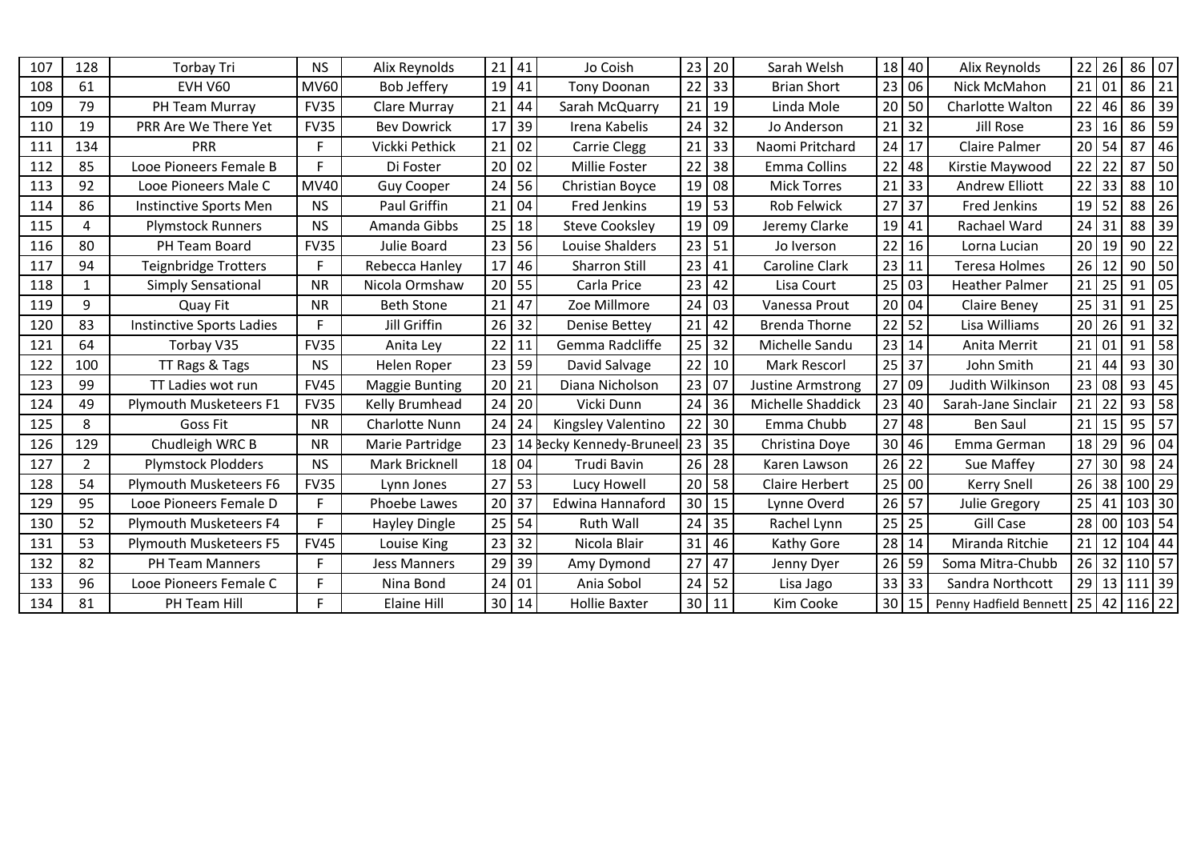| | | | | | | | | | | | | | | | | | | | | | |
|---|---|---|---|---|---|---|---|---|---|---|---|---|---|---|---|---|---|---|---|---|---|
| 107 | 128 | Torbay Tri | NS | Alix Reynolds | 21 | 41 | Jo Coish | 23 | 20 | Sarah Welsh | 18 | 40 | Alix Reynolds | 22 | 26 | 86 | 07 |
| 108 | 61 | EVH V60 | MV60 | Bob Jeffery | 19 | 41 | Tony Doonan | 22 | 33 | Brian Short | 23 | 06 | Nick McMahon | 21 | 01 | 86 | 21 |
| 109 | 79 | PH Team Murray | FV35 | Clare Murray | 21 | 44 | Sarah McQuarry | 21 | 19 | Linda Mole | 20 | 50 | Charlotte Walton | 22 | 46 | 86 | 39 |
| 110 | 19 | PRR Are We There Yet | FV35 | Bev Dowrick | 17 | 39 | Irena Kabelis | 24 | 32 | Jo Anderson | 21 | 32 | Jill Rose | 23 | 16 | 86 | 59 |
| 111 | 134 | PRR | F | Vickki Pethick | 21 | 02 | Carrie Clegg | 21 | 33 | Naomi Pritchard | 24 | 17 | Claire Palmer | 20 | 54 | 87 | 46 |
| 112 | 85 | Looe Pioneers Female B | F | Di Foster | 20 | 02 | Millie Foster | 22 | 38 | Emma Collins | 22 | 48 | Kirstie Maywood | 22 | 22 | 87 | 50 |
| 113 | 92 | Looe Pioneers Male C | MV40 | Guy Cooper | 24 | 56 | Christian Boyce | 19 | 08 | Mick Torres | 21 | 33 | Andrew Elliott | 22 | 33 | 88 | 10 |
| 114 | 86 | Instinctive Sports Men | NS | Paul Griffin | 21 | 04 | Fred Jenkins | 19 | 53 | Rob Felwick | 27 | 37 | Fred Jenkins | 19 | 52 | 88 | 26 |
| 115 | 4 | Plymstock Runners | NS | Amanda Gibbs | 25 | 18 | Steve Cooksley | 19 | 09 | Jeremy Clarke | 19 | 41 | Rachael Ward | 24 | 31 | 88 | 39 |
| 116 | 80 | PH Team Board | FV35 | Julie Board | 23 | 56 | Louise Shalders | 23 | 51 | Jo Iverson | 22 | 16 | Lorna Lucian | 20 | 19 | 90 | 22 |
| 117 | 94 | Teignbridge Trotters | F | Rebecca Hanley | 17 | 46 | Sharron Still | 23 | 41 | Caroline Clark | 23 | 11 | Teresa Holmes | 26 | 12 | 90 | 50 |
| 118 | 1 | Simply Sensational | NR | Nicola Ormshaw | 20 | 55 | Carla Price | 23 | 42 | Lisa Court | 25 | 03 | Heather Palmer | 21 | 25 | 91 | 05 |
| 119 | 9 | Quay Fit | NR | Beth Stone | 21 | 47 | Zoe Millmore | 24 | 03 | Vanessa Prout | 20 | 04 | Claire Beney | 25 | 31 | 91 | 25 |
| 120 | 83 | Instinctive Sports Ladies | F | Jill Griffin | 26 | 32 | Denise Bettey | 21 | 42 | Brenda Thorne | 22 | 52 | Lisa Williams | 20 | 26 | 91 | 32 |
| 121 | 64 | Torbay V35 | FV35 | Anita Ley | 22 | 11 | Gemma Radcliffe | 25 | 32 | Michelle Sandu | 23 | 14 | Anita Merrit | 21 | 01 | 91 | 58 |
| 122 | 100 | TT Rags & Tags | NS | Helen Roper | 23 | 59 | David Salvage | 22 | 10 | Mark Rescorl | 25 | 37 | John Smith | 21 | 44 | 93 | 30 |
| 123 | 99 | TT Ladies wot run | FV45 | Maggie Bunting | 20 | 21 | Diana Nicholson | 23 | 07 | Justine Armstrong | 27 | 09 | Judith Wilkinson | 23 | 08 | 93 | 45 |
| 124 | 49 | Plymouth Musketeers F1 | FV35 | Kelly Brumhead | 24 | 20 | Vicki Dunn | 24 | 36 | Michelle Shaddick | 23 | 40 | Sarah-Jane Sinclair | 21 | 22 | 93 | 58 |
| 125 | 8 | Goss Fit | NR | Charlotte Nunn | 24 | 24 | Kingsley Valentino | 22 | 30 | Emma Chubb | 27 | 48 | Ben Saul | 21 | 15 | 95 | 57 |
| 126 | 129 | Chudleigh WRC B | NR | Marie Partridge | 23 | 14 | Becky Kennedy-Bruneel | 23 | 35 | Christina Doye | 30 | 46 | Emma German | 18 | 29 | 96 | 04 |
| 127 | 2 | Plymstock Plodders | NS | Mark Bricknell | 18 | 04 | Trudi Bavin | 26 | 28 | Karen Lawson | 26 | 22 | Sue Maffey | 27 | 30 | 98 | 24 |
| 128 | 54 | Plymouth Musketeers F6 | FV35 | Lynn Jones | 27 | 53 | Lucy Howell | 20 | 58 | Claire Herbert | 25 | 00 | Kerry Snell | 26 | 38 | 100 | 29 |
| 129 | 95 | Looe Pioneers Female D | F | Phoebe Lawes | 20 | 37 | Edwina Hannaford | 30 | 15 | Lynne Overd | 26 | 57 | Julie Gregory | 25 | 41 | 103 | 30 |
| 130 | 52 | Plymouth Musketeers F4 | F | Hayley Dingle | 25 | 54 | Ruth Wall | 24 | 35 | Rachel Lynn | 25 | 25 | Gill Case | 28 | 00 | 103 | 54 |
| 131 | 53 | Plymouth Musketeers F5 | FV45 | Louise King | 23 | 32 | Nicola Blair | 31 | 46 | Kathy Gore | 28 | 14 | Miranda Ritchie | 21 | 12 | 104 | 44 |
| 132 | 82 | PH Team Manners | F | Jess Manners | 29 | 39 | Amy Dymond | 27 | 47 | Jenny Dyer | 26 | 59 | Soma Mitra-Chubb | 26 | 32 | 110 | 57 |
| 133 | 96 | Looe Pioneers Female C | F | Nina Bond | 24 | 01 | Ania Sobol | 24 | 52 | Lisa Jago | 33 | 33 | Sandra Northcott | 29 | 13 | 111 | 39 |
| 134 | 81 | PH Team Hill | F | Elaine Hill | 30 | 14 | Hollie Baxter | 30 | 11 | Kim Cooke | 30 | 15 | Penny Hadfield Bennett | 25 | 42 | 116 | 22 |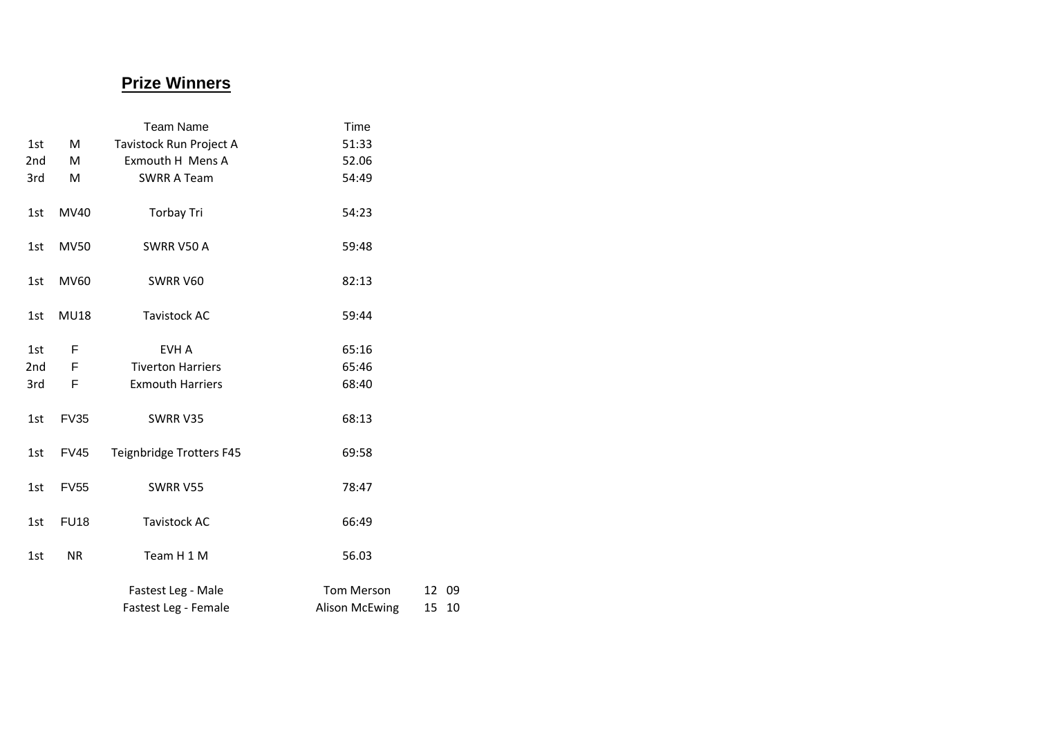## **Prize Winners**

| | | Team Name | Time | |
|---|---|---|---|---|
| 1st | M | Tavistock Run Project A | 51:33 | |
| 2nd | M | Exmouth H Mens A | 52.06 | |
| 3rd | M | SWRR A Team | 54:49 | |
| 1st | MV40 | Torbay Tri | 54:23 | |
| 1st | MV50 | SWRR V50 A | 59:48 | |
| 1st | MV60 | SWRR V60 | 82:13 | |
| 1st | MU18 | Tavistock AC | 59:44 | |
| 1st | F | EVH A | 65:16 | |
| 2nd | F | Tiverton Harriers | 65:46 | |
| 3rd | F | Exmouth Harriers | 68:40 | |
| 1st | FV35 | SWRR V35 | 68:13 | |
| 1st | FV45 | Teignbridge Trotters F45 | 69:58 | |
| 1st | FV55 | SWRR V55 | 78:47 | |
| 1st | FU18 | Tavistock AC | 66:49 | |
| 1st | NR | Team H 1 M | 56.03 | |
| | | Fastest Leg - Male | Tom Merson | 12 09 |
| | | Fastest Leg - Female | Alison McEwing | 15 10 |